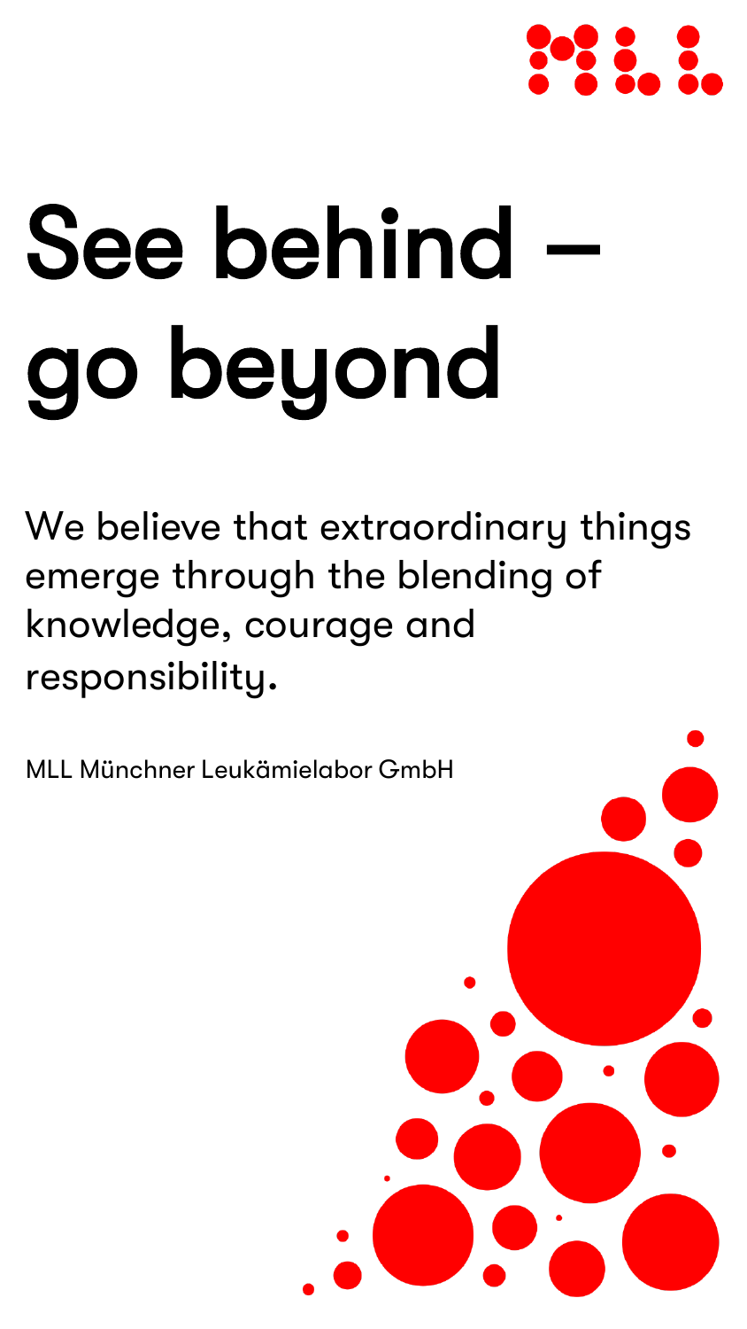# See behind – go beyond

We believe that extraordinary things emerge through the blending of knowledge, courage and responsibility.

MLL Münchner Leukämielabor GmbH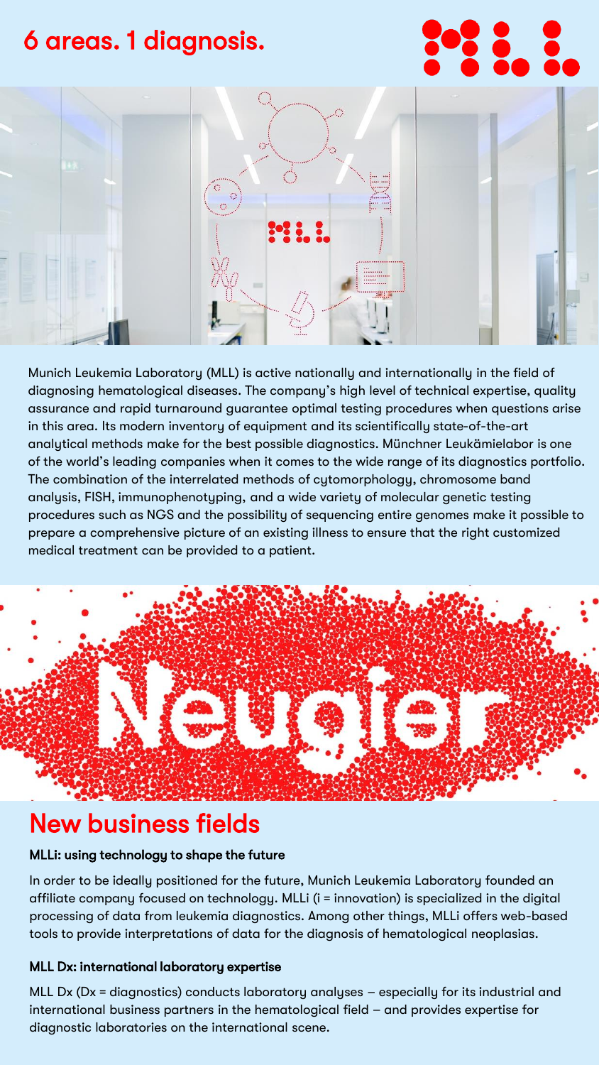# 6 areas. 1 diagnosis.

Munich Leukemia Laboratory (MLL) is active nationally and internationally in the field of diagnosing hematological diseases. The company's high level of technical expertise, quality assurance and rapid turnaround guarantee optimal testing procedures when questions arise in this area. Its modern inventory of equipment and its scientifically state-of-the-art analytical methods make for the best possible diagnostics. Münchner Leukämielabor is one of the world's leading companies when it comes to the wide range of its diagnostics portfolio. The combination of the interrelated methods of cytomorphology, chromosome band analysis, FISH, immunophenotyping, and a wide variety of molecular genetic testing procedures such as NGS and the possibility of sequencing entire genomes make it possible to prepare a comprehensive picture of an existing illness to ensure that the right customized medical treatment can be provided to a patient.

# New business fields

### MLLi: using technology to shape the future

In order to be ideally positioned for the future, Munich Leukemia Laboratory founded an affiliate company focused on technology. MLLi (i = innovation) is specialized in the digital processing of data from leukemia diagnostics. Among other things, MLLi offers web-based tools to provide interpretations of data for the diagnosis of hematological neoplasias.

### MLL Dx: international laboratory expertise

MLL Dx (Dx = diagnostics) conducts laboratory analyses – especially for its industrial and international business partners in the hematological field – and provides expertise for diagnostic laboratories on the international scene.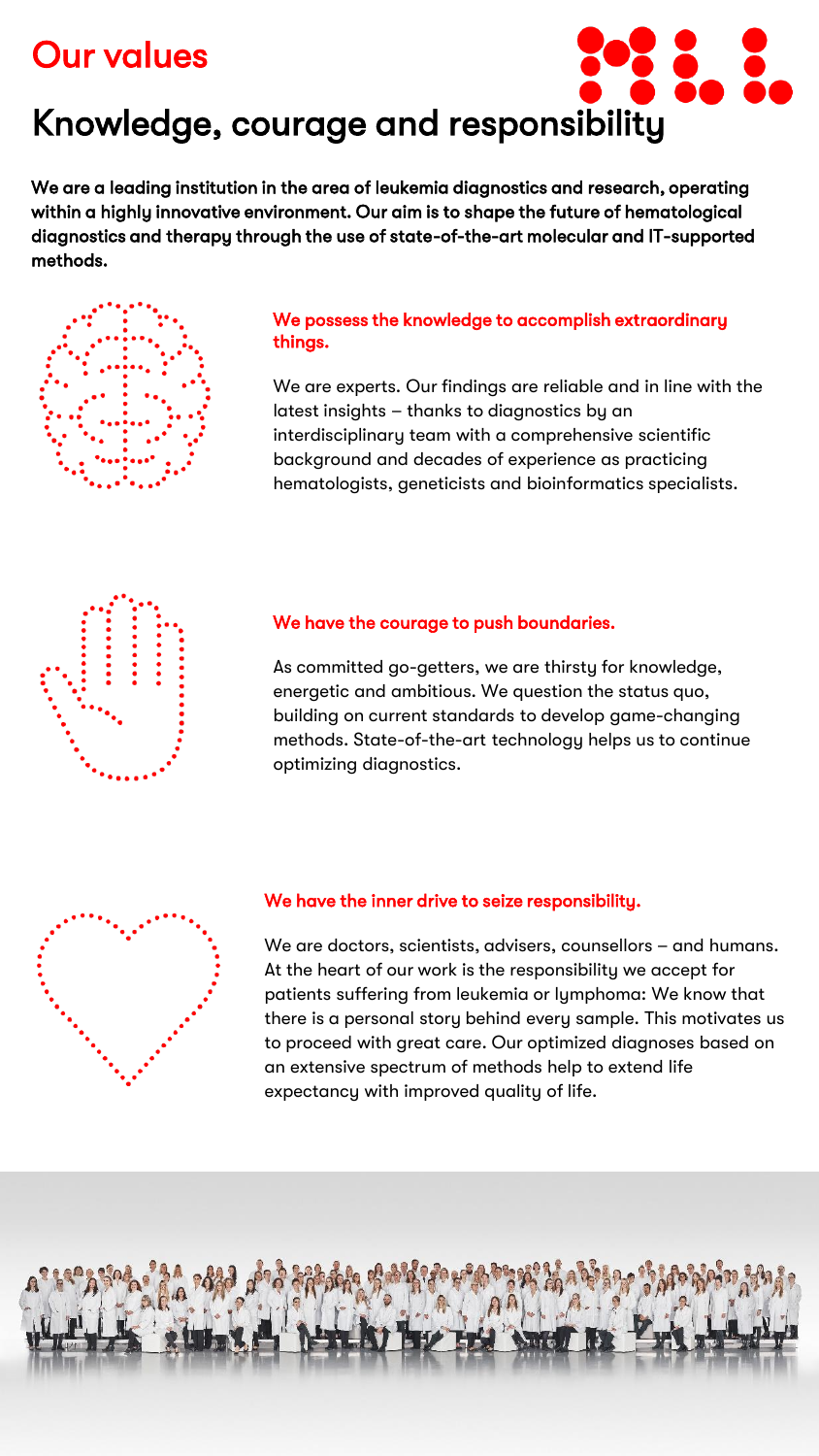# Our values

## Knowledge, courage and responsibility

**We are a leading institution in the area of leukemia diagnostics and research, operating within a highly innovative environment. Our aim is to shape the future of hematological diagnostics and therapy through the use of state-of-the-art molecular and IT-supported methods.**

### We possess the knowledge to accomplish extraordinary things.

We are experts. Our findings are reliable and in line with the latest insights – thanks to diagnostics by an interdisciplinary team with a comprehensive scientific background and decades of experience as practicing hematologists, geneticists and bioinformatics specialists.

### We have the courage to push boundaries.

As committed go-getters, we are thirsty for knowledge, energetic and ambitious. We question the status quo, building on current standards to develop game-changing methods. State-of-the-art technology helps us to continue optimizing diagnostics.

### We have the inner drive to seize responsibility.

We are doctors, scientists, advisers, counsellors – and humans. At the heart of our work is the responsibility we accept for patients suffering from leukemia or lymphoma: We know that there is a personal story behind every sample. This motivates us to proceed with great care. Our optimized diagnoses based on an extensive spectrum of methods help to extend life expectancy with improved quality of life.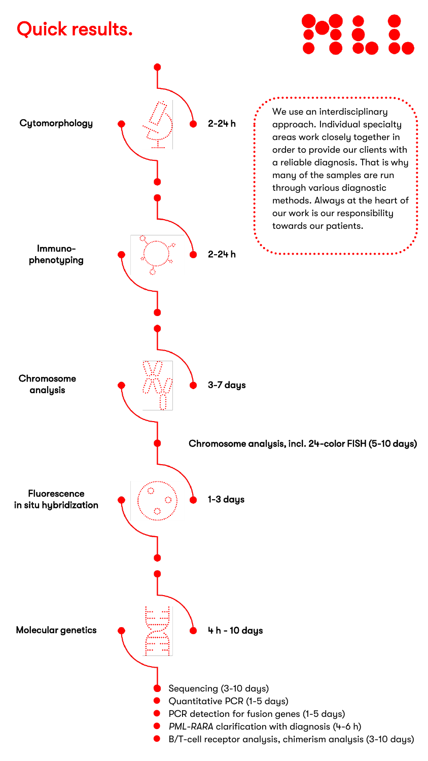# Quick results.

We use an interdisciplinary approach. Individual specialty areas work closely together in order to provide our clients with a reliable diagnosis. That is why many of the samples are run through various diagnostic methods. Always at the heart of our work is our responsibility towards our patients.

**Cytomorphology** — **2-24 h**

**Immunophenotyping** — **2-24 h**

**Chromosome analysis** — **3-7 days**

**Chromosome analysis, incl. 24-color FISH (5-10 days)**

**Fluorescence in situ hybridization** — **1-3 days**

**Molecular genetics** — **4 h - 10 days**

- Sequencing (3-10 days)
- Quantitative PCR (1-5 days)
- PCR detection for fusion genes (1-5 days)
- *PML-RARA* clarification with diagnosis (4-6 h)
- B/T-cell receptor analysis, chimerism analysis (3-10 days)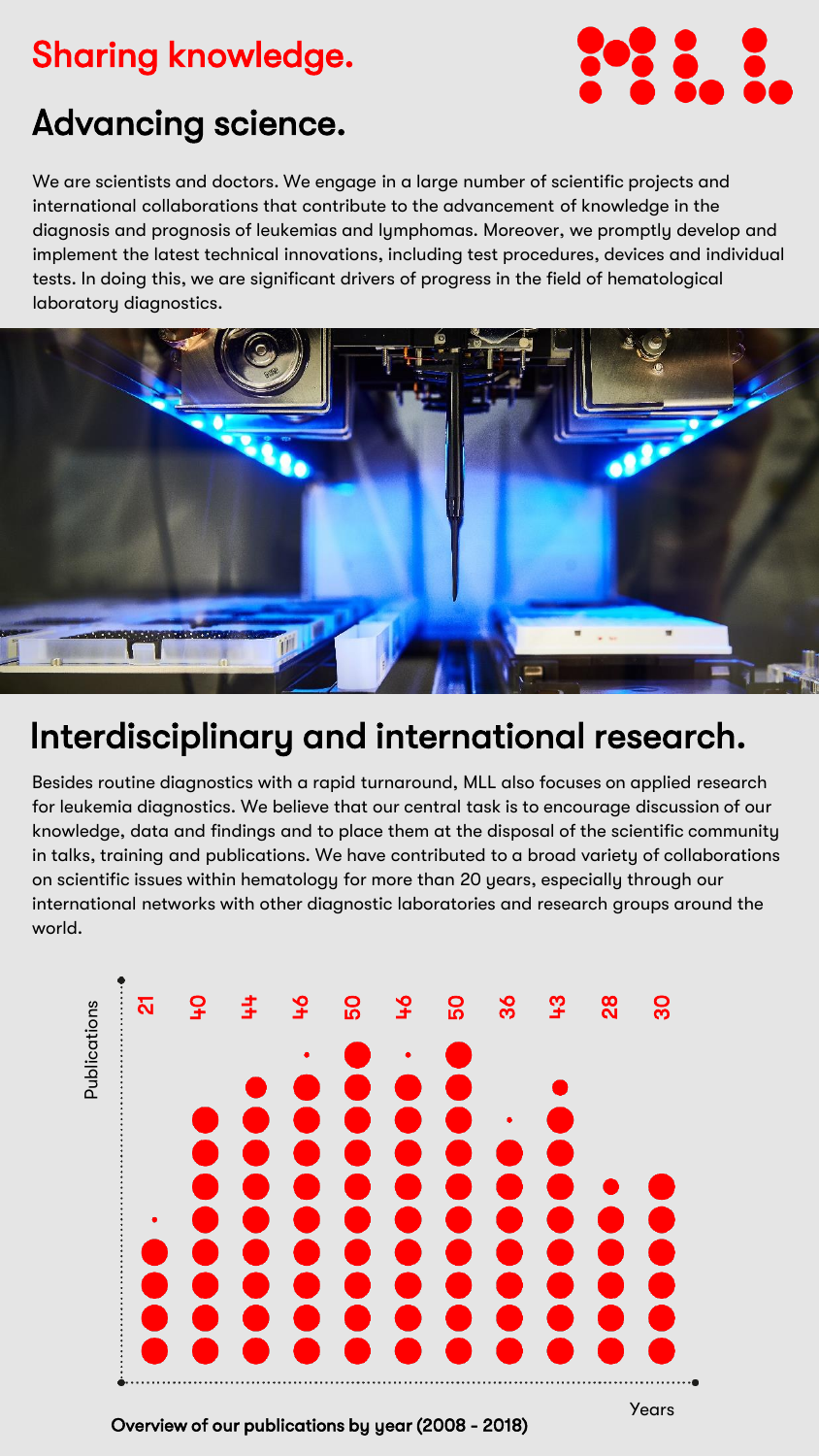# Sharing knowledge.

## Advancing science.

We are scientists and doctors. We engage in a large number of scientific projects and international collaborations that contribute to the advancement of knowledge in the diagnosis and prognosis of leukemias and lymphomas. Moreover, we promptly develop and implement the latest technical innovations, including test procedures, devices and individual tests. In doing this, we are significant drivers of progress in the field of hematological laboratory diagnostics.

## Interdisciplinary and international research.

Besides routine diagnostics with a rapid turnaround, MLL also focuses on applied research for leukemia diagnostics. We believe that our central task is to encourage discussion of our knowledge, data and findings and to place them at the disposal of the scientific community in talks, training and publications. We have contributed to a broad variety of collaborations on scientific issues within hematology for more than 20 years, especially through our international networks with other diagnostic laboratories and research groups around the world.

Publications: 21, 40, 44, 46, 50, 46, 50, 36, 43, 28, 30

Years

Overview of our publications by year (2008 - 2018)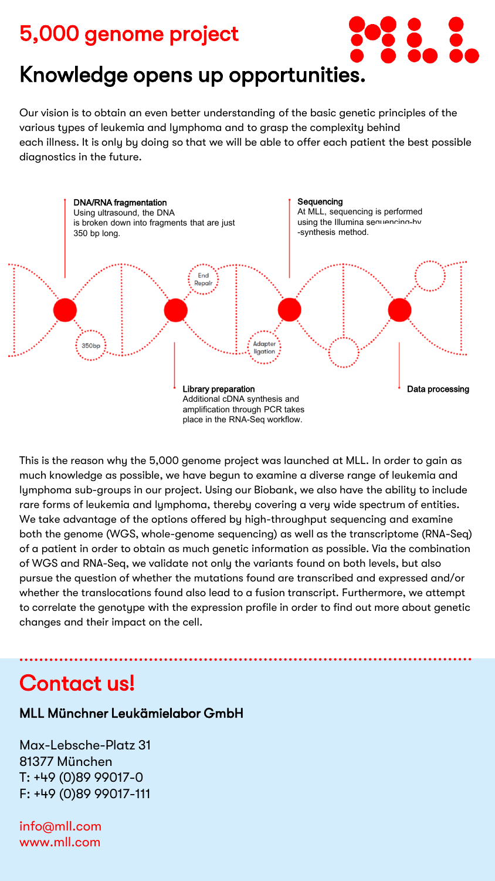# 5,000 genome project

## Knowledge opens up opportunities.

Our vision is to obtain an even better understanding of the basic genetic principles of the various types of leukemia and lymphoma and to grasp the complexity behind each illness. It is only by doing so that we will be able to offer each patient the best possible diagnostics in the future.

**DNA/RNA fragmentation**
Using ultrasound, the DNA is broken down into fragments that are just 350 bp long.

**Sequencing**
At MLL, sequencing is performed using the Illumina sequencing-by -synthesis method.

End Repair

350bp

Adapter ligation

**Library preparation**
Additional cDNA synthesis and amplification through PCR takes place in the RNA-Seq workflow.

**Data processing**

This is the reason why the 5,000 genome project was launched at MLL. In order to gain as much knowledge as possible, we have begun to examine a diverse range of leukemia and lymphoma sub-groups in our project. Using our Biobank, we also have the ability to include rare forms of leukemia and lymphoma, thereby covering a very wide spectrum of entities. We take advantage of the options offered by high-throughput sequencing and examine both the genome (WGS, whole-genome sequencing) as well as the transcriptome (RNA-Seq) of a patient in order to obtain as much genetic information as possible. Via the combination of WGS and RNA-Seq, we validate not only the variants found on both levels, but also pursue the question of whether the mutations found are transcribed and expressed and/or whether the translocations found also lead to a fusion transcript. Furthermore, we attempt to correlate the genotype with the expression profile in order to find out more about genetic changes and their impact on the cell.

## Contact us!

### MLL Münchner Leukämielabor GmbH

Max-Lebsche-Platz 31
81377 München
T: +49 (0)89 99017-0
F: +49 (0)89 99017-111

info@mll.com
www.mll.com